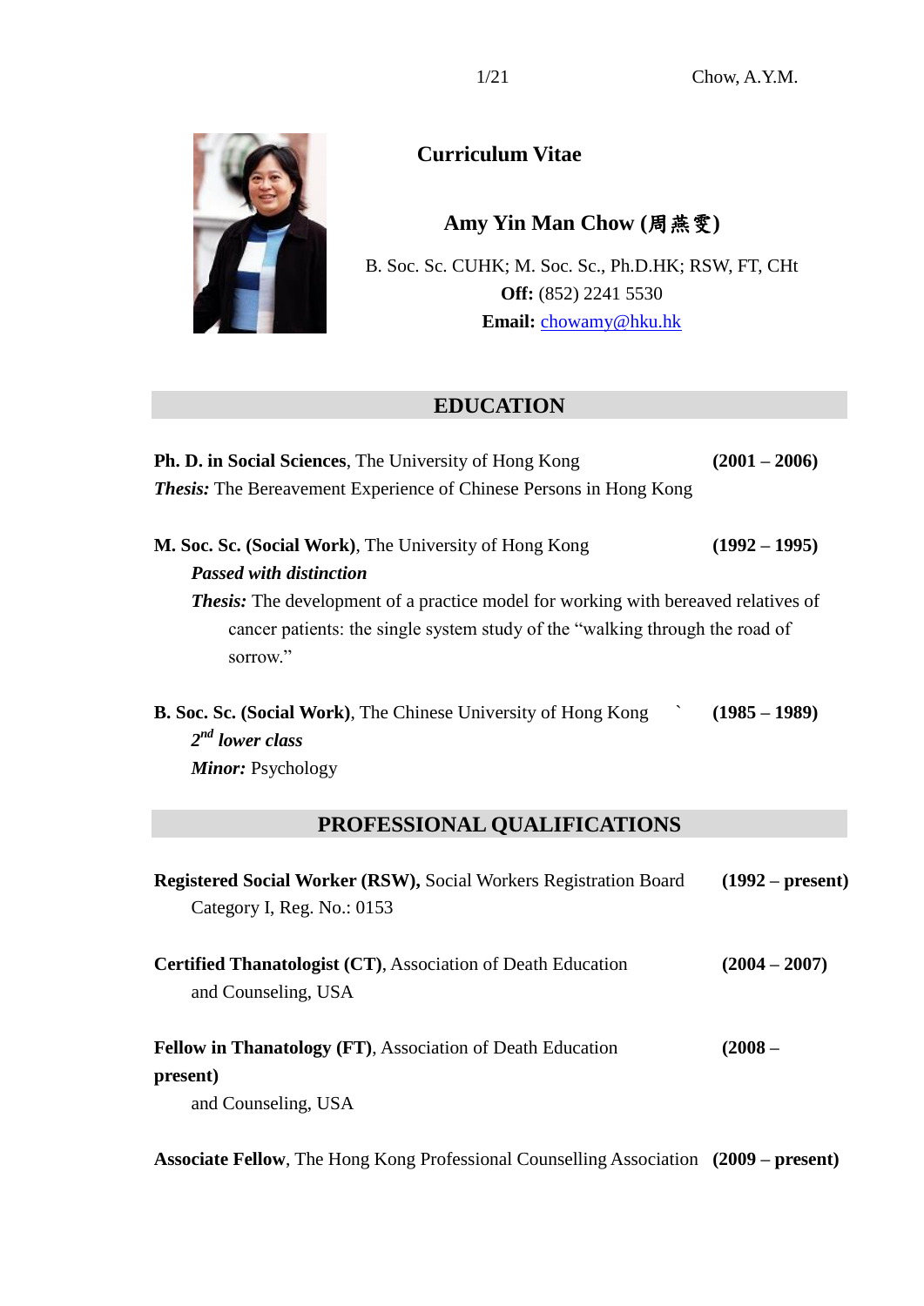# Curriculum Vitae

## Amy Yin Man Chow (周燕雯)

B. Soc. Sc. CUHK; M. Soc. Sc., Ph.D.HK; RSW, FT, CHt

**Off:** (852) 2241 5530

**Email:** chowamy@hku.hk

## EDUCATION

**Ph. D. in Social Sciences**, The University of Hong Kong **(2001 – 2006)**

***Thesis:*** The Bereavement Experience of Chinese Persons in Hong Kong

**M. Soc. Sc. (Social Work)**, The University of Hong Kong **(1992 – 1995)**

***Passed with distinction***

***Thesis:*** The development of a practice model for working with bereaved relatives of cancer patients: the single system study of the "walking through the road of sorrow."

**B. Soc. Sc. (Social Work)**, The Chinese University of Hong Kong ` **(1985 – 1989)**

***2nd lower class***

***Minor:*** Psychology

## PROFESSIONAL QUALIFICATIONS

**Registered Social Worker (RSW),** Social Workers Registration Board **(1992 – present)**

Category I, Reg. No.: 0153

**Certified Thanatologist (CT)**, Association of Death Education and Counseling, USA **(2004 – 2007)**

**Fellow in Thanatology (FT)**, Association of Death Education and Counseling, USA **(2008 – present)**

**Associate Fellow**, The Hong Kong Professional Counselling Association **(2009 – present)**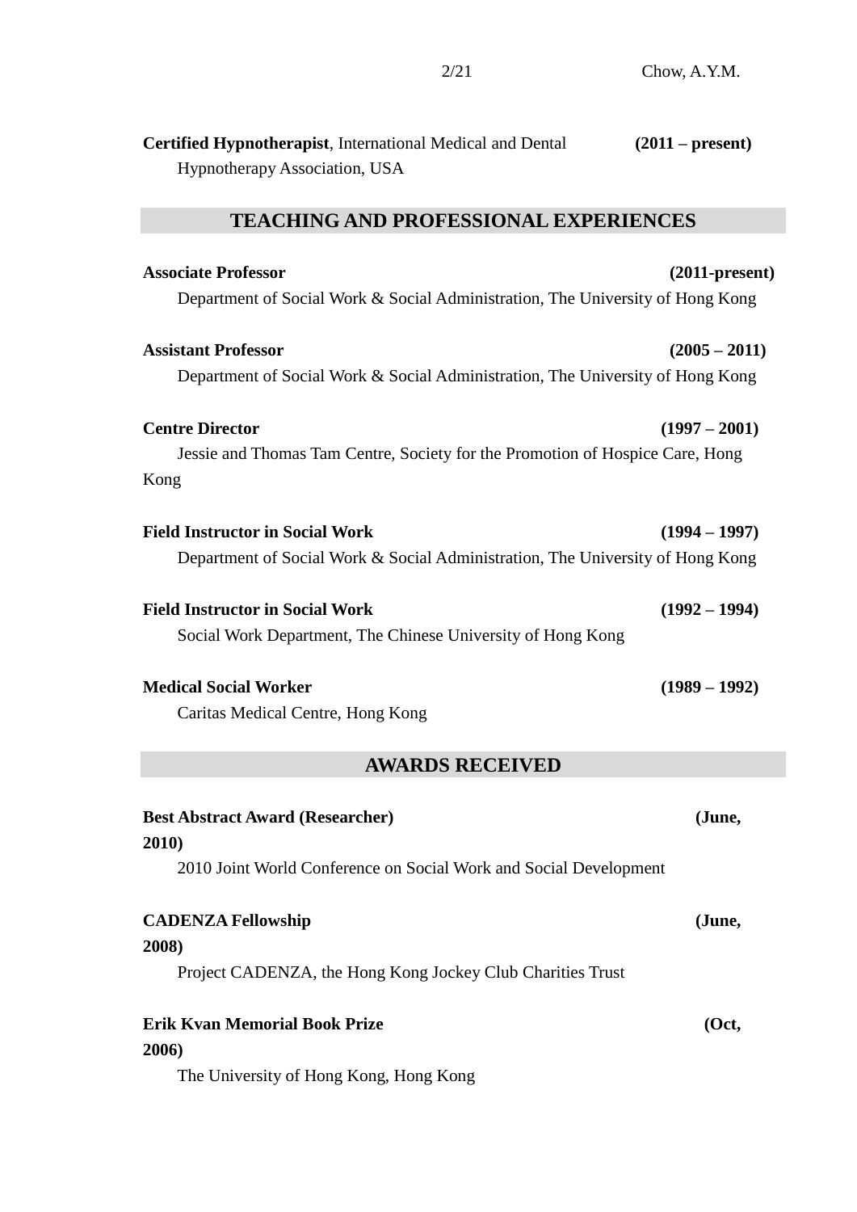**Certified Hypnotherapist**, International Medical and Dental Hypnotherapy Association, USA **(2011 – present)**

## TEACHING AND PROFESSIONAL EXPERIENCES

**Associate Professor** **(2011-present)**
Department of Social Work & Social Administration, The University of Hong Kong

**Assistant Professor** **(2005 – 2011)**
Department of Social Work & Social Administration, The University of Hong Kong

**Centre Director** **(1997 – 2001)**
Jessie and Thomas Tam Centre, Society for the Promotion of Hospice Care, Hong Kong

**Field Instructor in Social Work** **(1994 – 1997)**
Department of Social Work & Social Administration, The University of Hong Kong

**Field Instructor in Social Work** **(1992 – 1994)**
Social Work Department, The Chinese University of Hong Kong

**Medical Social Worker** **(1989 – 1992)**
Caritas Medical Centre, Hong Kong

## AWARDS RECEIVED

**Best Abstract Award (Researcher)** **(June, 2010)**
2010 Joint World Conference on Social Work and Social Development

**CADENZA Fellowship** **(June, 2008)**
Project CADENZA, the Hong Kong Jockey Club Charities Trust

**Erik Kvan Memorial Book Prize** **(Oct, 2006)**
The University of Hong Kong, Hong Kong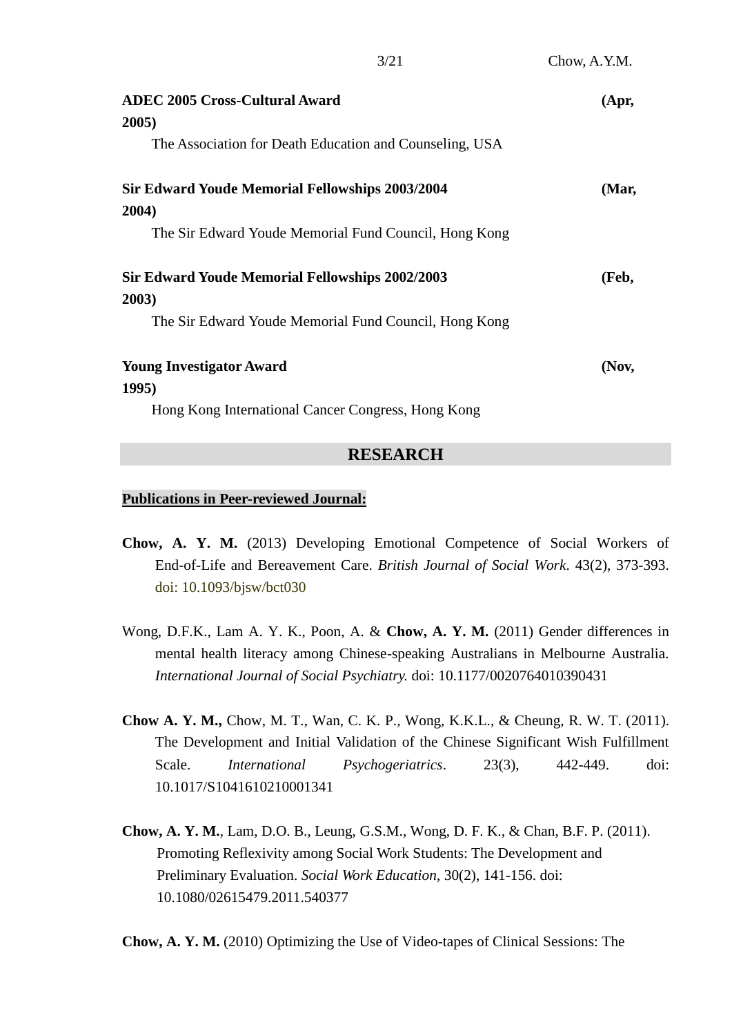**ADEC 2005 Cross-Cultural Award** **(Apr, 2005)**

The Association for Death Education and Counseling, USA

**Sir Edward Youde Memorial Fellowships 2003/2004** **(Mar, 2004)**

The Sir Edward Youde Memorial Fund Council, Hong Kong

**Sir Edward Youde Memorial Fellowships 2002/2003** **(Feb, 2003)**

The Sir Edward Youde Memorial Fund Council, Hong Kong

**Young Investigator Award** **(Nov, 1995)**

Hong Kong International Cancer Congress, Hong Kong

## RESEARCH

**Publications in Peer-reviewed Journal:**

**Chow, A. Y. M.** (2013) Developing Emotional Competence of Social Workers of End-of-Life and Bereavement Care. *British Journal of Social Work*. 43(2), 373-393. doi: 10.1093/bjsw/bct030

Wong, D.F.K., Lam A. Y. K., Poon, A. & **Chow, A. Y. M.** (2011) Gender differences in mental health literacy among Chinese-speaking Australians in Melbourne Australia. *International Journal of Social Psychiatry.* doi: 10.1177/0020764010390431

**Chow A. Y. M.,** Chow, M. T., Wan, C. K. P., Wong, K.K.L., & Cheung, R. W. T. (2011). The Development and Initial Validation of the Chinese Significant Wish Fulfillment Scale. *International Psychogeriatrics*. 23(3), 442-449. doi: 10.1017/S1041610210001341

**Chow, A. Y. M.**, Lam, D.O. B., Leung, G.S.M., Wong, D. F. K., & Chan, B.F. P. (2011). Promoting Reflexivity among Social Work Students: The Development and Preliminary Evaluation. *Social Work Education*, 30(2), 141-156. doi: 10.1080/02615479.2011.540377

**Chow, A. Y. M.** (2010) Optimizing the Use of Video-tapes of Clinical Sessions: The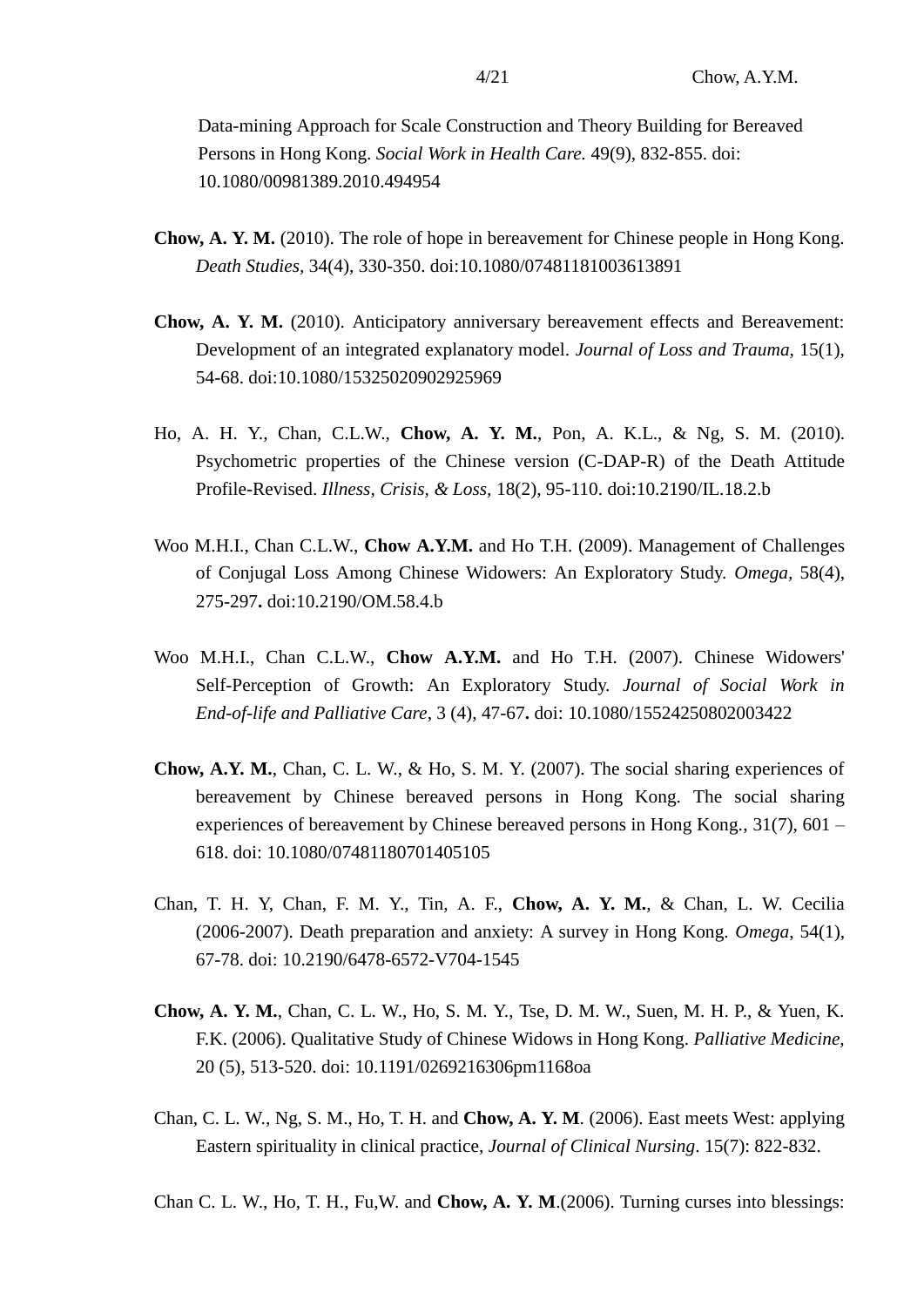Data-mining Approach for Scale Construction and Theory Building for Bereaved Persons in Hong Kong. *Social Work in Health Care.* 49(9), 832-855. doi: 10.1080/00981389.2010.494954

**Chow, A. Y. M.** (2010). The role of hope in bereavement for Chinese people in Hong Kong. *Death Studies*, 34(4), 330-350. doi:10.1080/07481181003613891

**Chow, A. Y. M.** (2010). Anticipatory anniversary bereavement effects and Bereavement: Development of an integrated explanatory model. *Journal of Loss and Trauma*, 15(1), 54-68. doi:10.1080/15325020902925969

Ho, A. H. Y., Chan, C.L.W., **Chow, A. Y. M.**, Pon, A. K.L., & Ng, S. M. (2010). Psychometric properties of the Chinese version (C-DAP-R) of the Death Attitude Profile-Revised. *Illness, Crisis, & Loss*, 18(2), 95-110. doi:10.2190/IL.18.2.b

Woo M.H.I., Chan C.L.W., **Chow A.Y.M.** and Ho T.H. (2009). Management of Challenges of Conjugal Loss Among Chinese Widowers: An Exploratory Study. *Omega*, 58(4), 275-297**.** doi:10.2190/OM.58.4.b

Woo M.H.I., Chan C.L.W., **Chow A.Y.M.** and Ho T.H. (2007). Chinese Widowers' Self-Perception of Growth: An Exploratory Study. *Journal of Social Work in End-of-life and Palliative Care*, 3 (4), 47-67**.** doi: 10.1080/15524250802003422

**Chow, A.Y. M.**, Chan, C. L. W., & Ho, S. M. Y. (2007). The social sharing experiences of bereavement by Chinese bereaved persons in Hong Kong. The social sharing experiences of bereavement by Chinese bereaved persons in Hong Kong., 31(7), 601 – 618. doi: 10.1080/07481180701405105

Chan, T. H. Y, Chan, F. M. Y., Tin, A. F., **Chow, A. Y. M.**, & Chan, L. W. Cecilia (2006-2007). Death preparation and anxiety: A survey in Hong Kong. *Omega*, 54(1), 67-78. doi: 10.2190/6478-6572-V704-1545

**Chow, A. Y. M.**, Chan, C. L. W., Ho, S. M. Y., Tse, D. M. W., Suen, M. H. P., & Yuen, K. F.K. (2006). Qualitative Study of Chinese Widows in Hong Kong. *Palliative Medicine*, 20 (5), 513-520. doi: 10.1191/0269216306pm1168oa

Chan, C. L. W., Ng, S. M., Ho, T. H. and **Chow, A. Y. M**. (2006). East meets West: applying Eastern spirituality in clinical practice, *Journal of Clinical Nursing*. 15(7): 822-832.

Chan C. L. W., Ho, T. H., Fu,W. and **Chow, A. Y. M**.(2006). Turning curses into blessings: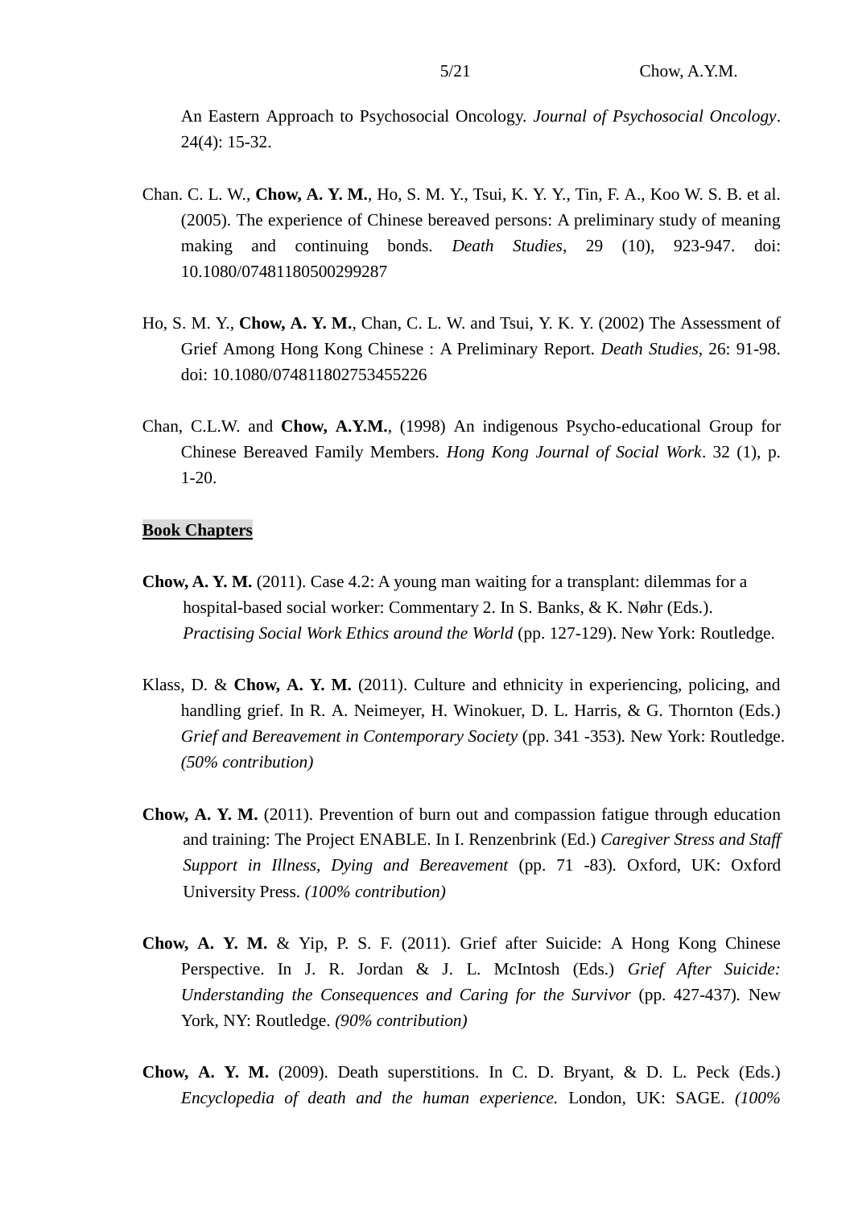An Eastern Approach to Psychosocial Oncology. *Journal of Psychosocial Oncology*. 24(4): 15-32.

Chan. C. L. W., **Chow, A. Y. M.**, Ho, S. M. Y., Tsui, K. Y. Y., Tin, F. A., Koo W. S. B. et al. (2005). The experience of Chinese bereaved persons: A preliminary study of meaning making and continuing bonds. *Death Studies*, 29 (10), 923-947. doi: 10.1080/07481180500299287

Ho, S. M. Y., **Chow, A. Y. M.**, Chan, C. L. W. and Tsui, Y. K. Y. (2002) The Assessment of Grief Among Hong Kong Chinese : A Preliminary Report. *Death Studies*, 26: 91-98. doi: 10.1080/074811802753455226

Chan, C.L.W. and **Chow, A.Y.M.**, (1998) An indigenous Psycho-educational Group for Chinese Bereaved Family Members. *Hong Kong Journal of Social Work*. 32 (1), p. 1-20.

**Book Chapters**

**Chow, A. Y. M.** (2011). Case 4.2: A young man waiting for a transplant: dilemmas for a hospital-based social worker: Commentary 2. In S. Banks, & K. Nøhr (Eds.). *Practising Social Work Ethics around the World* (pp. 127-129). New York: Routledge.

Klass, D. & **Chow, A. Y. M.** (2011). Culture and ethnicity in experiencing, policing, and handling grief. In R. A. Neimeyer, H. Winokuer, D. L. Harris, & G. Thornton (Eds.) *Grief and Bereavement in Contemporary Society* (pp. 341 -353). New York: Routledge. *(50% contribution)*

**Chow, A. Y. M.** (2011). Prevention of burn out and compassion fatigue through education and training: The Project ENABLE. In I. Renzenbrink (Ed.) *Caregiver Stress and Staff Support in Illness, Dying and Bereavement* (pp. 71 -83). Oxford, UK: Oxford University Press. *(100% contribution)*

**Chow, A. Y. M.** & Yip, P. S. F. (2011). Grief after Suicide: A Hong Kong Chinese Perspective. In J. R. Jordan & J. L. McIntosh (Eds.) *Grief After Suicide: Understanding the Consequences and Caring for the Survivor* (pp. 427-437). New York, NY: Routledge. *(90% contribution)*

**Chow, A. Y. M.** (2009). Death superstitions. In C. D. Bryant, & D. L. Peck (Eds.) *Encyclopedia of death and the human experience.* London, UK: SAGE. *(100%*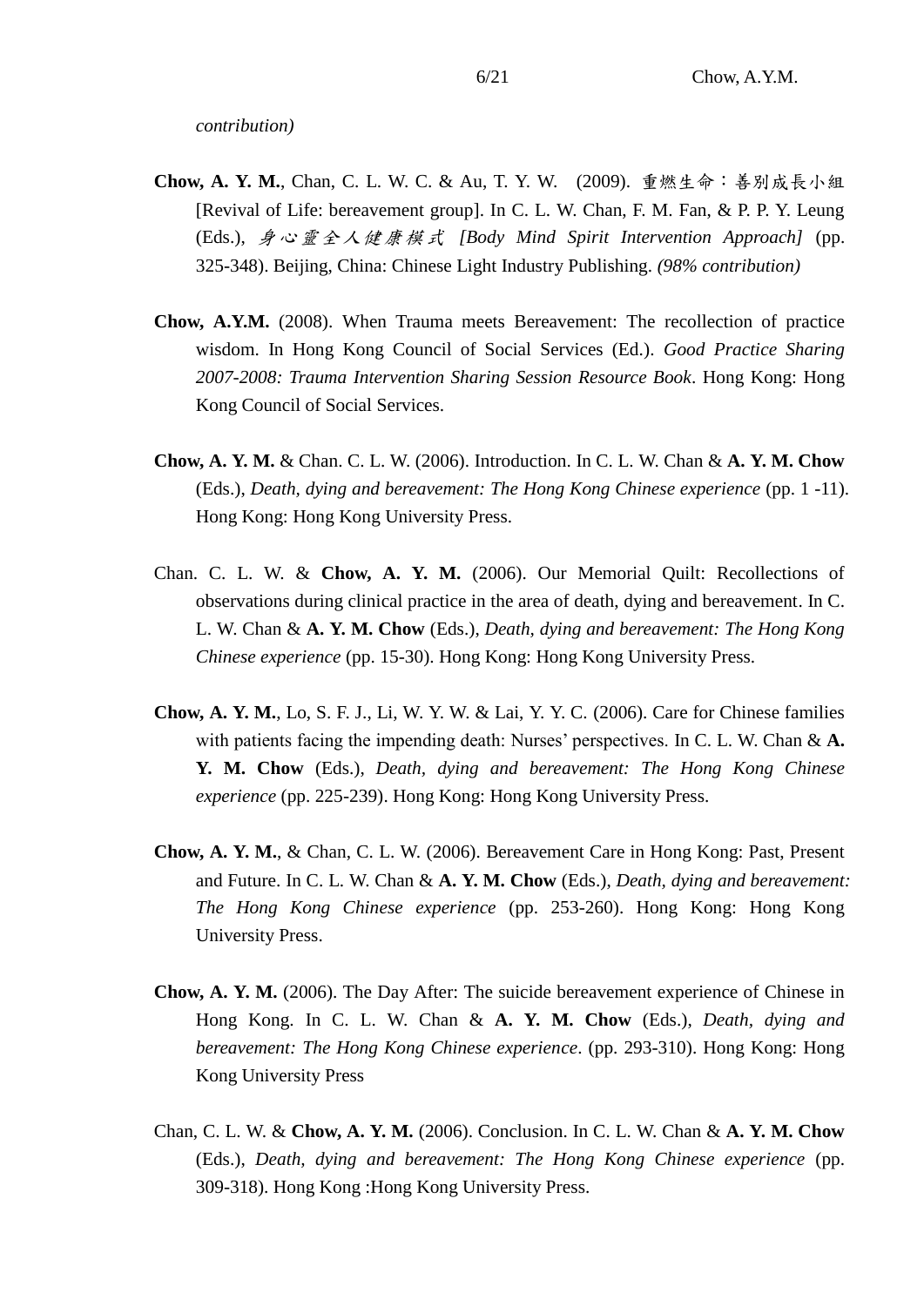*contribution)*

**Chow, A. Y. M.**, Chan, C. L. W. C. & Au, T. Y. W. (2009). 重燃生命：善別成長小組 [Revival of Life: bereavement group]. In C. L. W. Chan, F. M. Fan, & P. P. Y. Leung (Eds.), *身心靈全人健康模式 [Body Mind Spirit Intervention Approach]* (pp. 325-348). Beijing, China: Chinese Light Industry Publishing. *(98% contribution)*

**Chow, A.Y.M.** (2008). When Trauma meets Bereavement: The recollection of practice wisdom. In Hong Kong Council of Social Services (Ed.). *Good Practice Sharing 2007-2008: Trauma Intervention Sharing Session Resource Book*. Hong Kong: Hong Kong Council of Social Services.

**Chow, A. Y. M.** & Chan. C. L. W. (2006). Introduction. In C. L. W. Chan & **A. Y. M. Chow** (Eds.), *Death, dying and bereavement: The Hong Kong Chinese experience* (pp. 1 -11). Hong Kong: Hong Kong University Press.

Chan. C. L. W. & **Chow, A. Y. M.** (2006). Our Memorial Quilt: Recollections of observations during clinical practice in the area of death, dying and bereavement. In C. L. W. Chan & **A. Y. M. Chow** (Eds.), *Death, dying and bereavement: The Hong Kong Chinese experience* (pp. 15-30). Hong Kong: Hong Kong University Press.

**Chow, A. Y. M.**, Lo, S. F. J., Li, W. Y. W. & Lai, Y. Y. C. (2006). Care for Chinese families with patients facing the impending death: Nurses' perspectives. In C. L. W. Chan & **A. Y. M. Chow** (Eds.), *Death, dying and bereavement: The Hong Kong Chinese experience* (pp. 225-239). Hong Kong: Hong Kong University Press.

**Chow, A. Y. M.**, & Chan, C. L. W. (2006). Bereavement Care in Hong Kong: Past, Present and Future. In C. L. W. Chan & **A. Y. M. Chow** (Eds.), *Death, dying and bereavement: The Hong Kong Chinese experience* (pp. 253-260). Hong Kong: Hong Kong University Press.

**Chow, A. Y. M.** (2006). The Day After: The suicide bereavement experience of Chinese in Hong Kong. In C. L. W. Chan & **A. Y. M. Chow** (Eds.), *Death, dying and bereavement: The Hong Kong Chinese experience*. (pp. 293-310). Hong Kong: Hong Kong University Press

Chan, C. L. W. & **Chow, A. Y. M.** (2006). Conclusion. In C. L. W. Chan & **A. Y. M. Chow** (Eds.), *Death, dying and bereavement: The Hong Kong Chinese experience* (pp. 309-318). Hong Kong :Hong Kong University Press.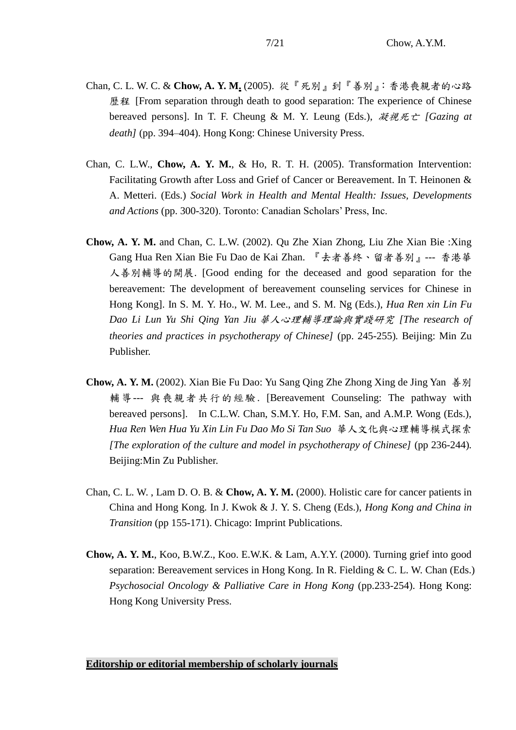Chan, C. L. W. C. & **Chow, A. Y. M.** (2005). 從『死別』到『善別』: 香港喪親者的心路歷程 [From separation through death to good separation: The experience of Chinese bereaved persons]. In T. F. Cheung & M. Y. Leung (Eds.), *凝視死亡 [Gazing at death]* (pp. 394–404). Hong Kong: Chinese University Press.

Chan, C. L.W., **Chow, A. Y. M.**, & Ho, R. T. H. (2005). Transformation Intervention: Facilitating Growth after Loss and Grief of Cancer or Bereavement. In T. Heinonen & A. Metteri. (Eds.) *Social Work in Health and Mental Health: Issues, Developments and Actions* (pp. 300-320). Toronto: Canadian Scholars' Press, Inc.

**Chow, A. Y. M.** and Chan, C. L.W. (2002). Qu Zhe Xian Zhong, Liu Zhe Xian Bie :Xing Gang Hua Ren Xian Bie Fu Dao de Kai Zhan. 『去者善終、留者善別』--- 香港華人善別輔導的開展. [Good ending for the deceased and good separation for the bereavement: The development of bereavement counseling services for Chinese in Hong Kong]. In S. M. Y. Ho., W. M. Lee., and S. M. Ng (Eds.), *Hua Ren xin Lin Fu Dao Li Lun Yu Shi Qing Yan Jiu 華人心理輔導理論與實踐研究 [The research of theories and practices in psychotherapy of Chinese]* (pp. 245-255). Beijing: Min Zu Publisher.

**Chow, A. Y. M.** (2002). Xian Bie Fu Dao: Yu Sang Qing Zhe Zhong Xing de Jing Yan 善別輔導--- 與喪親者共行的經驗. [Bereavement Counseling: The pathway with bereaved persons]. In C.L.W. Chan, S.M.Y. Ho, F.M. San, and A.M.P. Wong (Eds.), *Hua Ren Wen Hua Yu Xin Lin Fu Dao Mo Si Tan Suo 華人文化與心理輔導模式探索 [The exploration of the culture and model in psychotherapy of Chinese]* (pp 236-244). Beijing:Min Zu Publisher.

Chan, C. L. W. , Lam D. O. B. & **Chow, A. Y. M.** (2000). Holistic care for cancer patients in China and Hong Kong. In J. Kwok & J. Y. S. Cheng (Eds.), *Hong Kong and China in Transition* (pp 155-171). Chicago: Imprint Publications.

**Chow, A. Y. M.**, Koo, B.W.Z., Koo. E.W.K. & Lam, A.Y.Y. (2000). Turning grief into good separation: Bereavement services in Hong Kong. In R. Fielding & C. L. W. Chan (Eds.) *Psychosocial Oncology & Palliative Care in Hong Kong* (pp.233-254). Hong Kong: Hong Kong University Press.

**Editorship or editorial membership of scholarly journals**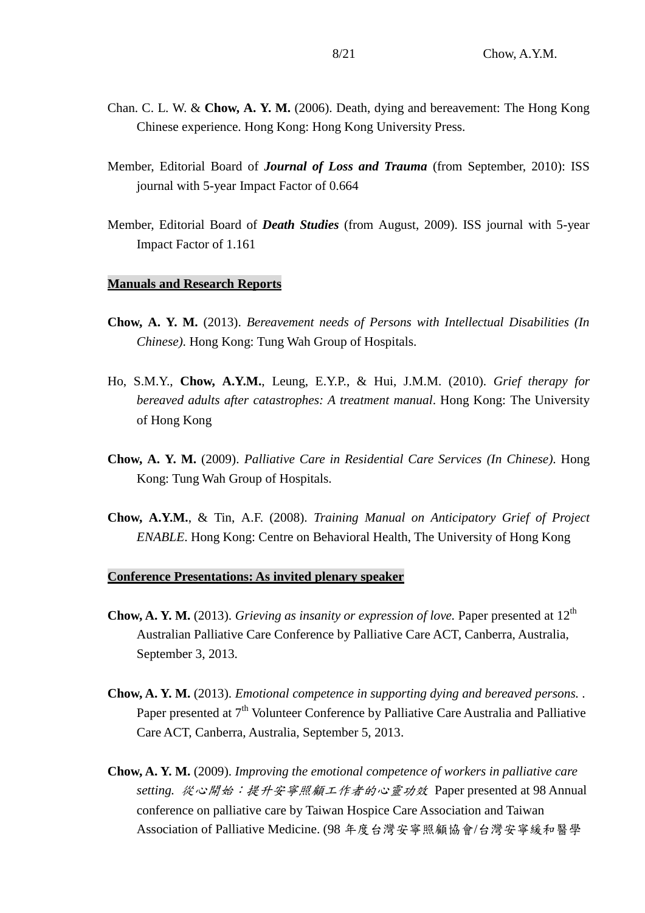Chan. C. L. W. & **Chow, A. Y. M.** (2006). Death, dying and bereavement: The Hong Kong Chinese experience. Hong Kong: Hong Kong University Press.

Member, Editorial Board of ***Journal of Loss and Trauma*** (from September, 2010): ISS journal with 5-year Impact Factor of 0.664

Member, Editorial Board of ***Death Studies*** (from August, 2009). ISS journal with 5-year Impact Factor of 1.161

## Manuals and Research Reports

**Chow, A. Y. M.** (2013). *Bereavement needs of Persons with Intellectual Disabilities (In Chinese)*. Hong Kong: Tung Wah Group of Hospitals.

Ho, S.M.Y., **Chow, A.Y.M.**, Leung, E.Y.P., & Hui, J.M.M. (2010). *Grief therapy for bereaved adults after catastrophes: A treatment manual*. Hong Kong: The University of Hong Kong

**Chow, A. Y. M.** (2009). *Palliative Care in Residential Care Services (In Chinese)*. Hong Kong: Tung Wah Group of Hospitals.

**Chow, A.Y.M.**, & Tin, A.F. (2008). *Training Manual on Anticipatory Grief of Project ENABLE*. Hong Kong: Centre on Behavioral Health, The University of Hong Kong

## Conference Presentations: As invited plenary speaker

**Chow, A. Y. M.** (2013). *Grieving as insanity or expression of love.* Paper presented at 12th Australian Palliative Care Conference by Palliative Care ACT, Canberra, Australia, September 3, 2013.

**Chow, A. Y. M.** (2013). *Emotional competence in supporting dying and bereaved persons.* . Paper presented at 7th Volunteer Conference by Palliative Care Australia and Palliative Care ACT, Canberra, Australia, September 5, 2013.

**Chow, A. Y. M.** (2009). *Improving the emotional competence of workers in palliative care setting. 從心開始：提升安寧照顧工作者的心靈功效* Paper presented at 98 Annual conference on palliative care by Taiwan Hospice Care Association and Taiwan Association of Palliative Medicine. (98 年度台灣安寧照顧協會/台灣安寧緩和醫學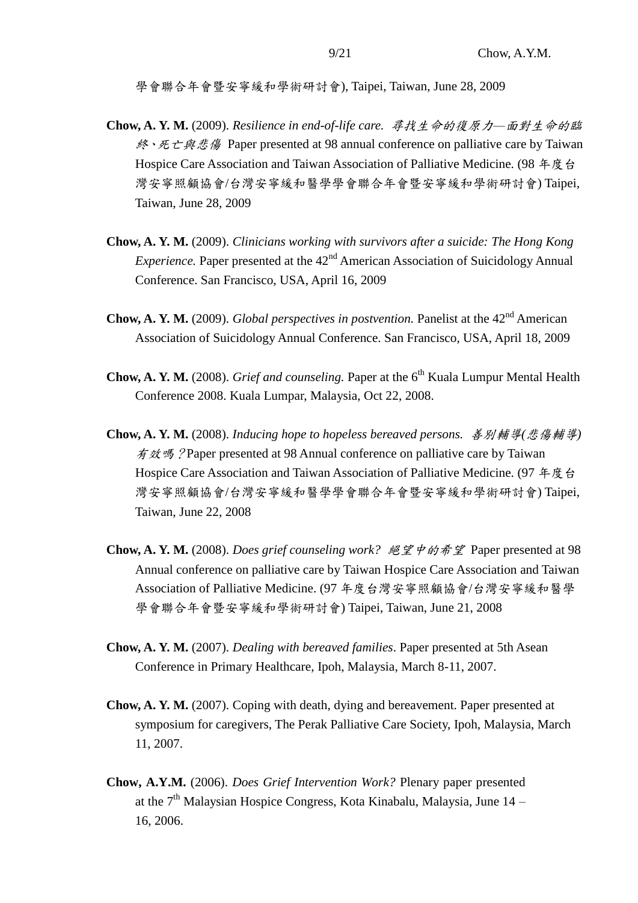學會聯合年會暨安寧緩和學術研討會), Taipei, Taiwan, June 28, 2009

**Chow, A. Y. M.** (2009). *Resilience in end-of-life care. 尋找生命的復原力—面對生命的臨終、死亡與悲傷* Paper presented at 98 annual conference on palliative care by Taiwan Hospice Care Association and Taiwan Association of Palliative Medicine. (98 年度台灣安寧照顧協會/台灣安寧緩和醫學學會聯合年會暨安寧緩和學術研討會) Taipei, Taiwan, June 28, 2009

**Chow, A. Y. M.** (2009). *Clinicians working with survivors after a suicide: The Hong Kong Experience.* Paper presented at the 42nd American Association of Suicidology Annual Conference. San Francisco, USA, April 16, 2009

**Chow, A. Y. M.** (2009). *Global perspectives in postvention.* Panelist at the 42nd American Association of Suicidology Annual Conference. San Francisco, USA, April 18, 2009

**Chow, A. Y. M.** (2008). *Grief and counseling.* Paper at the 6th Kuala Lumpur Mental Health Conference 2008. Kuala Lumpar, Malaysia, Oct 22, 2008.

**Chow, A. Y. M.** (2008). *Inducing hope to hopeless bereaved persons. 善別輔導(悲傷輔導)有效嗎？*Paper presented at 98 Annual conference on palliative care by Taiwan Hospice Care Association and Taiwan Association of Palliative Medicine. (97 年度台灣安寧照顧協會/台灣安寧緩和醫學學會聯合年會暨安寧緩和學術研討會) Taipei, Taiwan, June 22, 2008

**Chow, A. Y. M.** (2008). *Does grief counseling work? 絕望中的希望* Paper presented at 98 Annual conference on palliative care by Taiwan Hospice Care Association and Taiwan Association of Palliative Medicine. (97 年度台灣安寧照顧協會/台灣安寧緩和醫學學會聯合年會暨安寧緩和學術研討會) Taipei, Taiwan, June 21, 2008

**Chow, A. Y. M.** (2007). *Dealing with bereaved families*. Paper presented at 5th Asean Conference in Primary Healthcare, Ipoh, Malaysia, March 8-11, 2007.

**Chow, A. Y. M.** (2007). Coping with death, dying and bereavement. Paper presented at symposium for caregivers, The Perak Palliative Care Society, Ipoh, Malaysia, March 11, 2007.

**Chow, A.Y.M.** (2006). *Does Grief Intervention Work?* Plenary paper presented at the 7th Malaysian Hospice Congress, Kota Kinabalu, Malaysia, June 14 – 16, 2006.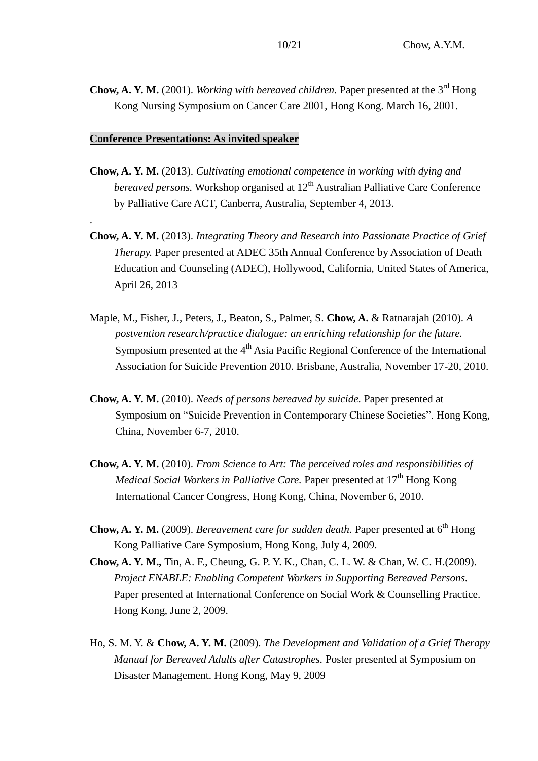**Chow, A. Y. M.** (2001). *Working with bereaved children.* Paper presented at the 3rd Hong Kong Nursing Symposium on Cancer Care 2001, Hong Kong. March 16, 2001.

**Conference Presentations: As invited speaker**

**Chow, A. Y. M.** (2013). *Cultivating emotional competence in working with dying and bereaved persons.* Workshop organised at 12th Australian Palliative Care Conference by Palliative Care ACT, Canberra, Australia, September 4, 2013.

.

**Chow, A. Y. M.** (2013). *Integrating Theory and Research into Passionate Practice of Grief Therapy.* Paper presented at ADEC 35th Annual Conference by Association of Death Education and Counseling (ADEC), Hollywood, California, United States of America, April 26, 2013

Maple, M., Fisher, J., Peters, J., Beaton, S., Palmer, S. **Chow, A.** & Ratnarajah (2010). *A postvention research/practice dialogue: an enriching relationship for the future.* Symposium presented at the 4th Asia Pacific Regional Conference of the International Association for Suicide Prevention 2010. Brisbane, Australia, November 17-20, 2010.

**Chow, A. Y. M.** (2010). *Needs of persons bereaved by suicide.* Paper presented at Symposium on "Suicide Prevention in Contemporary Chinese Societies". Hong Kong, China, November 6-7, 2010.

**Chow, A. Y. M.** (2010). *From Science to Art: The perceived roles and responsibilities of Medical Social Workers in Palliative Care.* Paper presented at 17th Hong Kong International Cancer Congress, Hong Kong, China, November 6, 2010.

**Chow, A. Y. M.** (2009). *Bereavement care for sudden death.* Paper presented at 6th Hong Kong Palliative Care Symposium, Hong Kong, July 4, 2009.

**Chow, A. Y. M.,** Tin, A. F., Cheung, G. P. Y. K., Chan, C. L. W. & Chan, W. C. H.(2009). *Project ENABLE: Enabling Competent Workers in Supporting Bereaved Persons.* Paper presented at International Conference on Social Work & Counselling Practice. Hong Kong, June 2, 2009.

Ho, S. M. Y. & **Chow, A. Y. M.** (2009). *The Development and Validation of a Grief Therapy Manual for Bereaved Adults after Catastrophes.* Poster presented at Symposium on Disaster Management. Hong Kong, May 9, 2009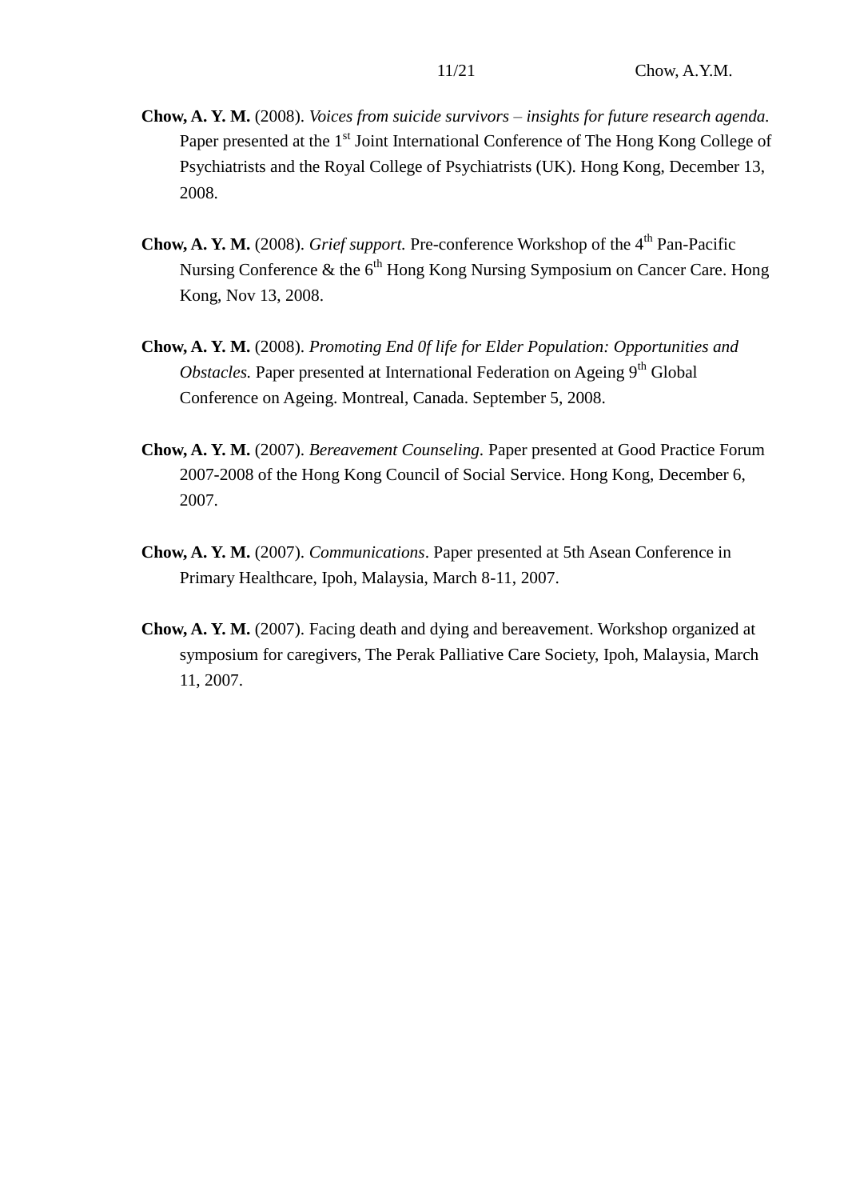**Chow, A. Y. M.** (2008). *Voices from suicide survivors – insights for future research agenda.* Paper presented at the 1st Joint International Conference of The Hong Kong College of Psychiatrists and the Royal College of Psychiatrists (UK). Hong Kong, December 13, 2008.

**Chow, A. Y. M.** (2008). *Grief support.* Pre-conference Workshop of the 4th Pan-Pacific Nursing Conference & the 6th Hong Kong Nursing Symposium on Cancer Care. Hong Kong, Nov 13, 2008.

**Chow, A. Y. M.** (2008). *Promoting End 0f life for Elder Population: Opportunities and Obstacles.* Paper presented at International Federation on Ageing 9th Global Conference on Ageing. Montreal, Canada. September 5, 2008.

**Chow, A. Y. M.** (2007). *Bereavement Counseling.* Paper presented at Good Practice Forum 2007-2008 of the Hong Kong Council of Social Service. Hong Kong, December 6, 2007.

**Chow, A. Y. M.** (2007). *Communications*. Paper presented at 5th Asean Conference in Primary Healthcare, Ipoh, Malaysia, March 8-11, 2007.

**Chow, A. Y. M.** (2007). Facing death and dying and bereavement. Workshop organized at symposium for caregivers, The Perak Palliative Care Society, Ipoh, Malaysia, March 11, 2007.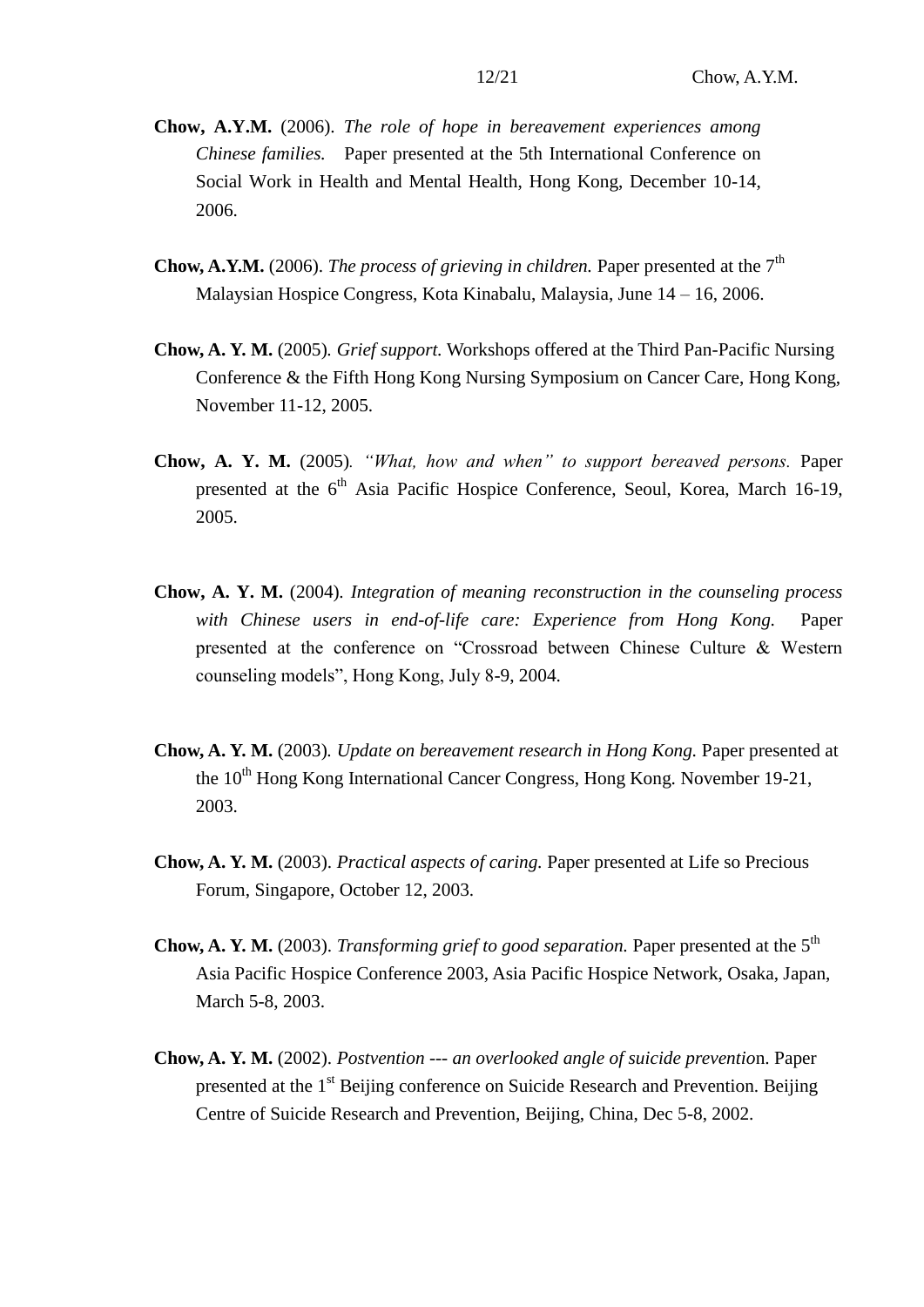**Chow, A.Y.M.** (2006). *The role of hope in bereavement experiences among Chinese families.* Paper presented at the 5th International Conference on Social Work in Health and Mental Health, Hong Kong, December 10-14, 2006.

**Chow, A.Y.M.** (2006). *The process of grieving in children.* Paper presented at the 7th Malaysian Hospice Congress, Kota Kinabalu, Malaysia, June 14 – 16, 2006.

**Chow, A. Y. M.** (2005). *Grief support.* Workshops offered at the Third Pan-Pacific Nursing Conference & the Fifth Hong Kong Nursing Symposium on Cancer Care, Hong Kong, November 11-12, 2005.

**Chow, A. Y. M.** (2005). *"What, how and when" to support bereaved persons.* Paper presented at the 6th Asia Pacific Hospice Conference, Seoul, Korea, March 16-19, 2005.

**Chow, A. Y. M.** (2004). *Integration of meaning reconstruction in the counseling process with Chinese users in end-of-life care: Experience from Hong Kong.* Paper presented at the conference on "Crossroad between Chinese Culture & Western counseling models", Hong Kong, July 8-9, 2004.

**Chow, A. Y. M.** (2003). *Update on bereavement research in Hong Kong.* Paper presented at the 10th Hong Kong International Cancer Congress, Hong Kong. November 19-21, 2003.

**Chow, A. Y. M.** (2003). *Practical aspects of caring.* Paper presented at Life so Precious Forum, Singapore, October 12, 2003.

**Chow, A. Y. M.** (2003). *Transforming grief to good separation.* Paper presented at the 5th Asia Pacific Hospice Conference 2003, Asia Pacific Hospice Network, Osaka, Japan, March 5-8, 2003.

**Chow, A. Y. M.** (2002). *Postvention --- an overlooked angle of suicide preventio*n. Paper presented at the 1st Beijing conference on Suicide Research and Prevention. Beijing Centre of Suicide Research and Prevention, Beijing, China, Dec 5-8, 2002.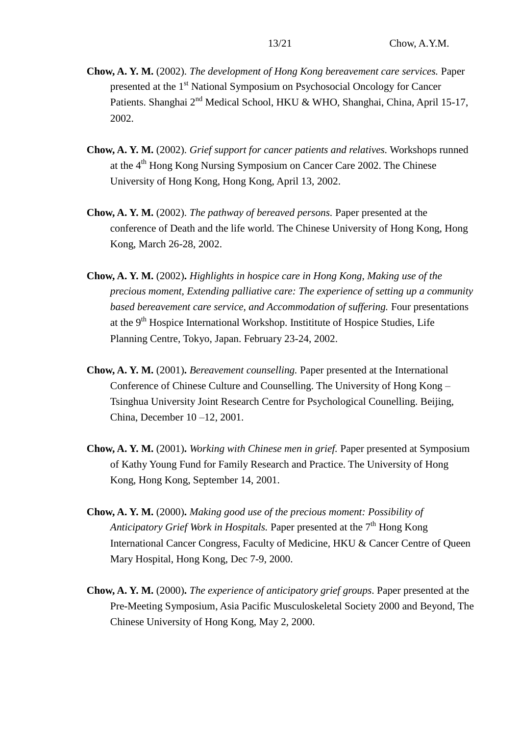**Chow, A. Y. M.** (2002). *The development of Hong Kong bereavement care services.* Paper presented at the 1st National Symposium on Psychosocial Oncology for Cancer Patients. Shanghai 2nd Medical School, HKU & WHO, Shanghai, China, April 15-17, 2002.

**Chow, A. Y. M.** (2002). *Grief support for cancer patients and relatives.* Workshops runned at the 4th Hong Kong Nursing Symposium on Cancer Care 2002. The Chinese University of Hong Kong, Hong Kong, April 13, 2002.

**Chow, A. Y. M.** (2002). *The pathway of bereaved persons.* Paper presented at the conference of Death and the life world. The Chinese University of Hong Kong, Hong Kong, March 26-28, 2002.

**Chow, A. Y. M.** (2002)**.** *Highlights in hospice care in Hong Kong, Making use of the precious moment, Extending palliative care: The experience of setting up a community based bereavement care service, and Accommodation of suffering.* Four presentations at the 9th Hospice International Workshop. Instititute of Hospice Studies, Life Planning Centre, Tokyo, Japan. February 23-24, 2002.

**Chow, A. Y. M.** (2001)**.** *Bereavement counselling.* Paper presented at the International Conference of Chinese Culture and Counselling. The University of Hong Kong – Tsinghua University Joint Research Centre for Psychological Counelling. Beijing, China, December 10 –12, 2001.

**Chow, A. Y. M.** (2001)**.** *Working with Chinese men in grief.* Paper presented at Symposium of Kathy Young Fund for Family Research and Practice. The University of Hong Kong, Hong Kong, September 14, 2001.

**Chow, A. Y. M.** (2000)**.** *Making good use of the precious moment: Possibility of Anticipatory Grief Work in Hospitals.* Paper presented at the 7th Hong Kong International Cancer Congress, Faculty of Medicine, HKU & Cancer Centre of Queen Mary Hospital, Hong Kong, Dec 7-9, 2000.

**Chow, A. Y. M.** (2000)**.** *The experience of anticipatory grief groups*. Paper presented at the Pre-Meeting Symposium, Asia Pacific Musculoskeletal Society 2000 and Beyond, The Chinese University of Hong Kong, May 2, 2000.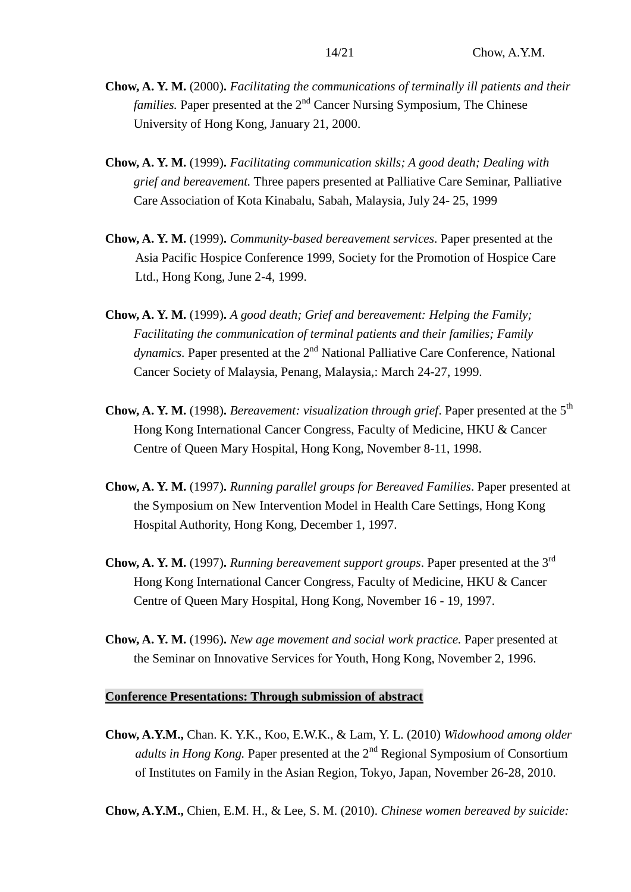**Chow, A. Y. M.** (2000)**.** *Facilitating the communications of terminally ill patients and their families.* Paper presented at the 2nd Cancer Nursing Symposium, The Chinese University of Hong Kong, January 21, 2000.

**Chow, A. Y. M.** (1999)**.** *Facilitating communication skills; A good death; Dealing with grief and bereavement.* Three papers presented at Palliative Care Seminar, Palliative Care Association of Kota Kinabalu, Sabah, Malaysia, July 24- 25, 1999

**Chow, A. Y. M.** (1999)**.** *Community-based bereavement services*. Paper presented at the Asia Pacific Hospice Conference 1999, Society for the Promotion of Hospice Care Ltd., Hong Kong, June 2-4, 1999.

**Chow, A. Y. M.** (1999)**.** *A good death; Grief and bereavement: Helping the Family; Facilitating the communication of terminal patients and their families; Family dynamics.* Paper presented at the 2nd National Palliative Care Conference, National Cancer Society of Malaysia, Penang, Malaysia,: March 24-27, 1999.

**Chow, A. Y. M.** (1998)**.** *Bereavement: visualization through grief*. Paper presented at the 5th Hong Kong International Cancer Congress, Faculty of Medicine, HKU & Cancer Centre of Queen Mary Hospital, Hong Kong, November 8-11, 1998.

**Chow, A. Y. M.** (1997)**.** *Running parallel groups for Bereaved Families*. Paper presented at the Symposium on New Intervention Model in Health Care Settings, Hong Kong Hospital Authority, Hong Kong, December 1, 1997.

**Chow, A. Y. M.** (1997)**.** *Running bereavement support groups*. Paper presented at the 3rd Hong Kong International Cancer Congress, Faculty of Medicine, HKU & Cancer Centre of Queen Mary Hospital, Hong Kong, November 16 - 19, 1997.

**Chow, A. Y. M.** (1996)**.** *New age movement and social work practice.* Paper presented at the Seminar on Innovative Services for Youth, Hong Kong, November 2, 1996.

## Conference Presentations: Through submission of abstract

**Chow, A.Y.M.,** Chan. K. Y.K., Koo, E.W.K., & Lam, Y. L. (2010) *Widowhood among older adults in Hong Kong.* Paper presented at the 2nd Regional Symposium of Consortium of Institutes on Family in the Asian Region, Tokyo, Japan, November 26-28, 2010.

**Chow, A.Y.M.,** Chien, E.M. H., & Lee, S. M. (2010). *Chinese women bereaved by suicide:*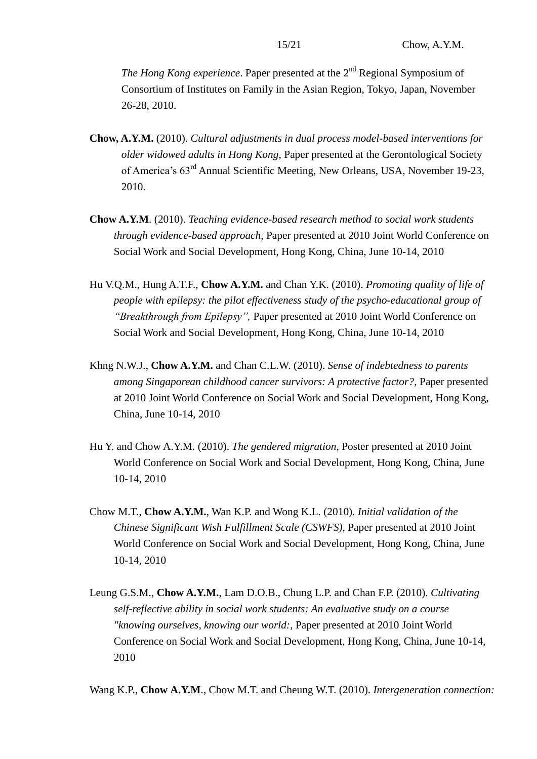*The Hong Kong experience*. Paper presented at the 2nd Regional Symposium of Consortium of Institutes on Family in the Asian Region, Tokyo, Japan, November 26-28, 2010.

**Chow, A.Y.M.** (2010). *Cultural adjustments in dual process model-based interventions for older widowed adults in Hong Kong*, Paper presented at the Gerontological Society of America's 63rd Annual Scientific Meeting, New Orleans, USA, November 19-23, 2010.

**Chow A.Y.M**. (2010). *Teaching evidence-based research method to social work students through evidence-based approach*, Paper presented at 2010 Joint World Conference on Social Work and Social Development, Hong Kong, China, June 10-14, 2010

Hu V.Q.M., Hung A.T.F., **Chow A.Y.M.** and Chan Y.K. (2010). *Promoting quality of life of people with epilepsy: the pilot effectiveness study of the psycho-educational group of "Breakthrough from Epilepsy",* Paper presented at 2010 Joint World Conference on Social Work and Social Development, Hong Kong, China, June 10-14, 2010

Khng N.W.J., **Chow A.Y.M.** and Chan C.L.W. (2010). *Sense of indebtedness to parents among Singaporean childhood cancer survivors: A protective factor?*, Paper presented at 2010 Joint World Conference on Social Work and Social Development, Hong Kong, China, June 10-14, 2010

Hu Y. and Chow A.Y.M. (2010). *The gendered migration*, Poster presented at 2010 Joint World Conference on Social Work and Social Development, Hong Kong, China, June 10-14, 2010

Chow M.T., **Chow A.Y.M.**, Wan K.P. and Wong K.L. (2010). *Initial validation of the Chinese Significant Wish Fulfillment Scale (CSWFS)*, Paper presented at 2010 Joint World Conference on Social Work and Social Development, Hong Kong, China, June 10-14, 2010

Leung G.S.M., **Chow A.Y.M.**, Lam D.O.B., Chung L.P. and Chan F.P. (2010). *Cultivating self-reflective ability in social work students: An evaluative study on a course "knowing ourselves, knowing our world:*, Paper presented at 2010 Joint World Conference on Social Work and Social Development, Hong Kong, China, June 10-14, 2010

Wang K.P., **Chow A.Y.M**., Chow M.T. and Cheung W.T. (2010). *Intergeneration connection:*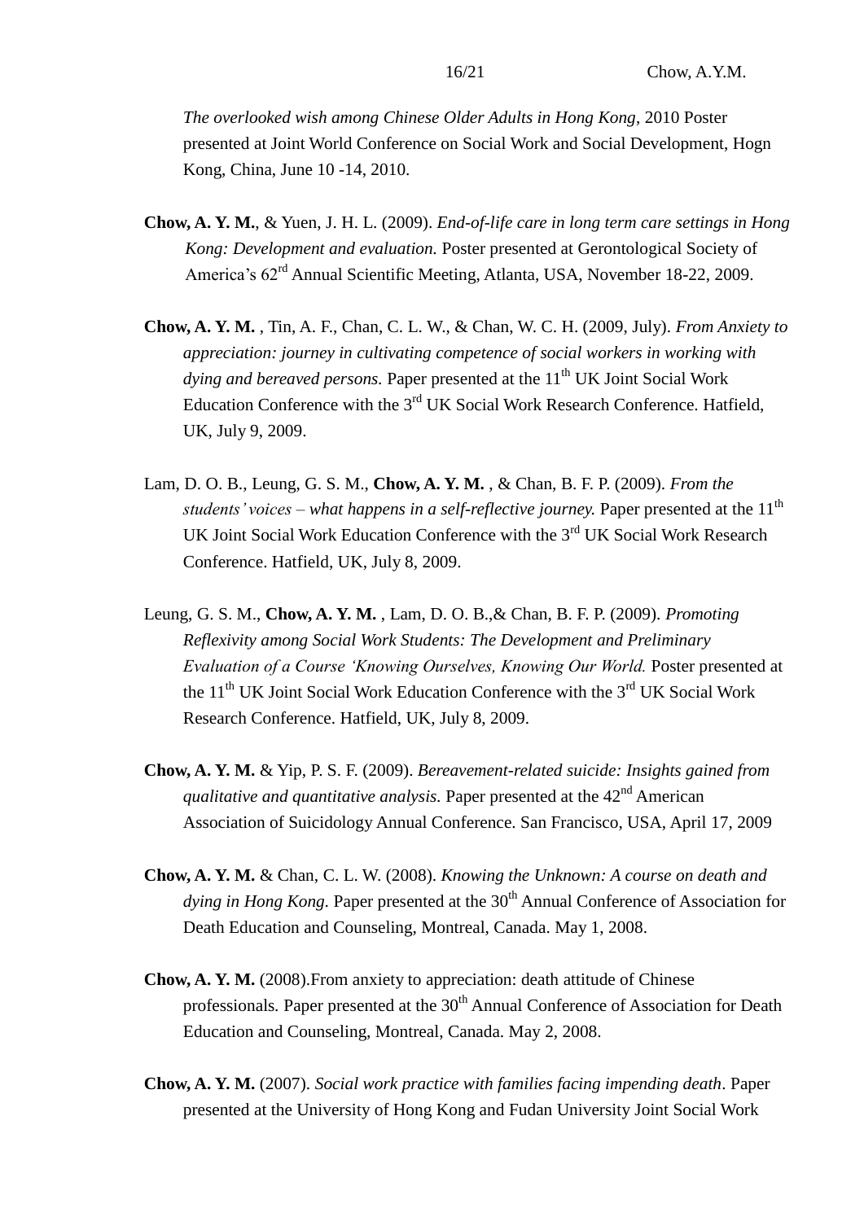*The overlooked wish among Chinese Older Adults in Hong Kong*, 2010 Poster presented at Joint World Conference on Social Work and Social Development, Hogn Kong, China, June 10 -14, 2010.

**Chow, A. Y. M.**, & Yuen, J. H. L. (2009). *End-of-life care in long term care settings in Hong Kong: Development and evaluation.* Poster presented at Gerontological Society of America's 62rd Annual Scientific Meeting, Atlanta, USA, November 18-22, 2009.

**Chow, A. Y. M.** , Tin, A. F., Chan, C. L. W., & Chan, W. C. H. (2009, July). *From Anxiety to appreciation: journey in cultivating competence of social workers in working with dying and bereaved persons.* Paper presented at the 11th UK Joint Social Work Education Conference with the 3rd UK Social Work Research Conference. Hatfield, UK, July 9, 2009.

Lam, D. O. B., Leung, G. S. M., **Chow, A. Y. M.** , & Chan, B. F. P. (2009). *From the students' voices – what happens in a self-reflective journey.* Paper presented at the 11th UK Joint Social Work Education Conference with the 3rd UK Social Work Research Conference. Hatfield, UK, July 8, 2009.

Leung, G. S. M., **Chow, A. Y. M.** , Lam, D. O. B.,& Chan, B. F. P. (2009). *Promoting Reflexivity among Social Work Students: The Development and Preliminary Evaluation of a Course 'Knowing Ourselves, Knowing Our World.* Poster presented at the 11th UK Joint Social Work Education Conference with the 3rd UK Social Work Research Conference. Hatfield, UK, July 8, 2009.

**Chow, A. Y. M.** & Yip, P. S. F. (2009). *Bereavement-related suicide: Insights gained from qualitative and quantitative analysis.* Paper presented at the 42nd American Association of Suicidology Annual Conference. San Francisco, USA, April 17, 2009

**Chow, A. Y. M.** & Chan, C. L. W. (2008). *Knowing the Unknown: A course on death and dying in Hong Kong.* Paper presented at the 30th Annual Conference of Association for Death Education and Counseling, Montreal, Canada. May 1, 2008.

**Chow, A. Y. M.** (2008).From anxiety to appreciation: death attitude of Chinese professionals. Paper presented at the 30th Annual Conference of Association for Death Education and Counseling, Montreal, Canada. May 2, 2008.

**Chow, A. Y. M.** (2007). *Social work practice with families facing impending death*. Paper presented at the University of Hong Kong and Fudan University Joint Social Work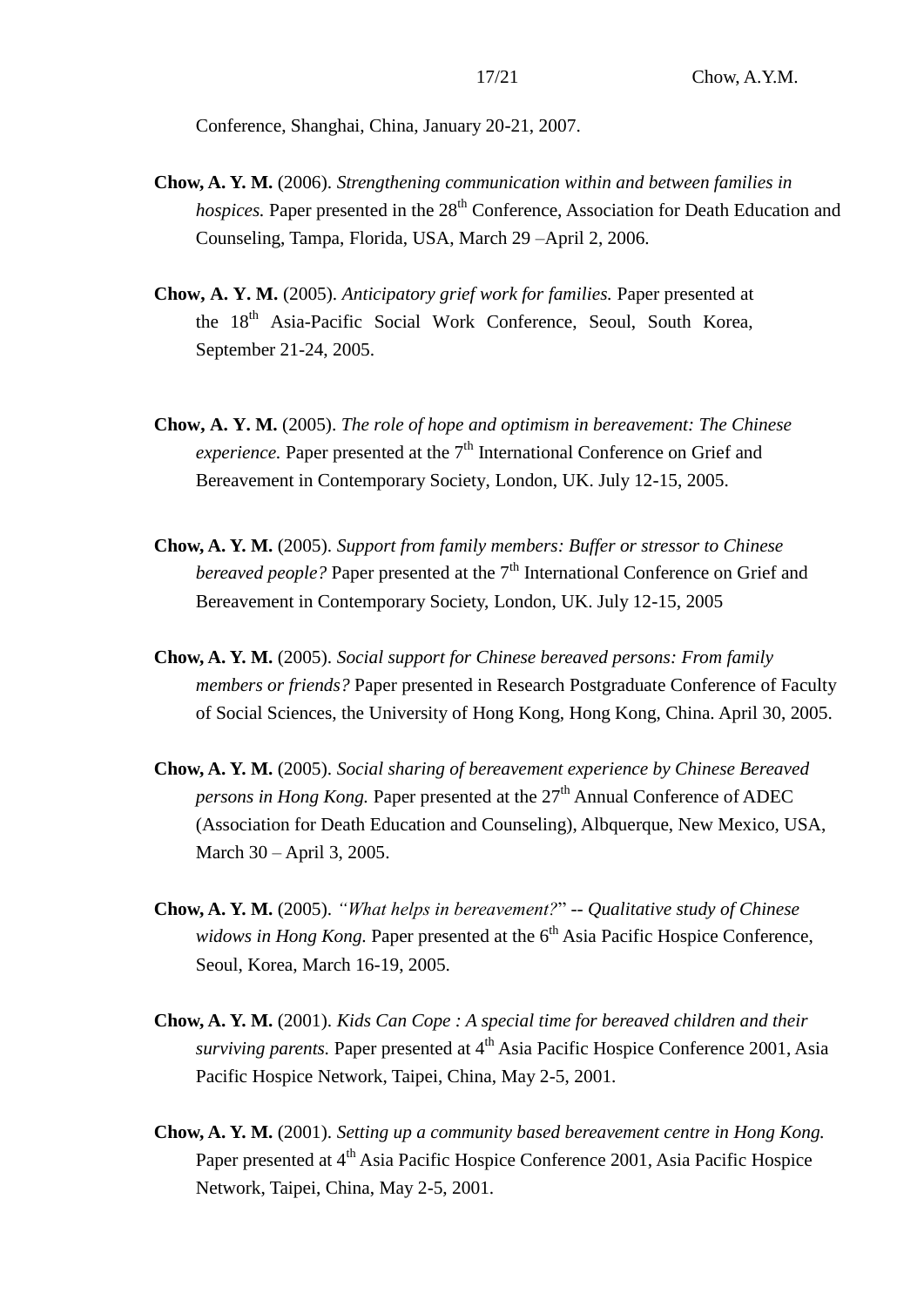Conference, Shanghai, China, January 20-21, 2007.

**Chow, A. Y. M.** (2006). *Strengthening communication within and between families in hospices.* Paper presented in the 28th Conference, Association for Death Education and Counseling, Tampa, Florida, USA, March 29 –April 2, 2006.

**Chow, A. Y. M.** (2005). *Anticipatory grief work for families.* Paper presented at the 18th Asia-Pacific Social Work Conference, Seoul, South Korea, September 21-24, 2005.

**Chow, A. Y. M.** (2005). *The role of hope and optimism in bereavement: The Chinese experience.* Paper presented at the 7th International Conference on Grief and Bereavement in Contemporary Society, London, UK. July 12-15, 2005.

**Chow, A. Y. M.** (2005). *Support from family members: Buffer or stressor to Chinese bereaved people?* Paper presented at the 7th International Conference on Grief and Bereavement in Contemporary Society, London, UK. July 12-15, 2005

**Chow, A. Y. M.** (2005). *Social support for Chinese bereaved persons: From family members or friends?* Paper presented in Research Postgraduate Conference of Faculty of Social Sciences, the University of Hong Kong, Hong Kong, China. April 30, 2005.

**Chow, A. Y. M.** (2005). *Social sharing of bereavement experience by Chinese Bereaved persons in Hong Kong.* Paper presented at the 27th Annual Conference of ADEC (Association for Death Education and Counseling), Albquerque, New Mexico, USA, March 30 – April 3, 2005.

**Chow, A. Y. M.** (2005). *"What helps in bereavement?" -- Qualitative study of Chinese widows in Hong Kong.* Paper presented at the 6th Asia Pacific Hospice Conference, Seoul, Korea, March 16-19, 2005.

**Chow, A. Y. M.** (2001). *Kids Can Cope : A special time for bereaved children and their surviving parents.* Paper presented at 4th Asia Pacific Hospice Conference 2001, Asia Pacific Hospice Network, Taipei, China, May 2-5, 2001.

**Chow, A. Y. M.** (2001). *Setting up a community based bereavement centre in Hong Kong.* Paper presented at 4th Asia Pacific Hospice Conference 2001, Asia Pacific Hospice Network, Taipei, China, May 2-5, 2001.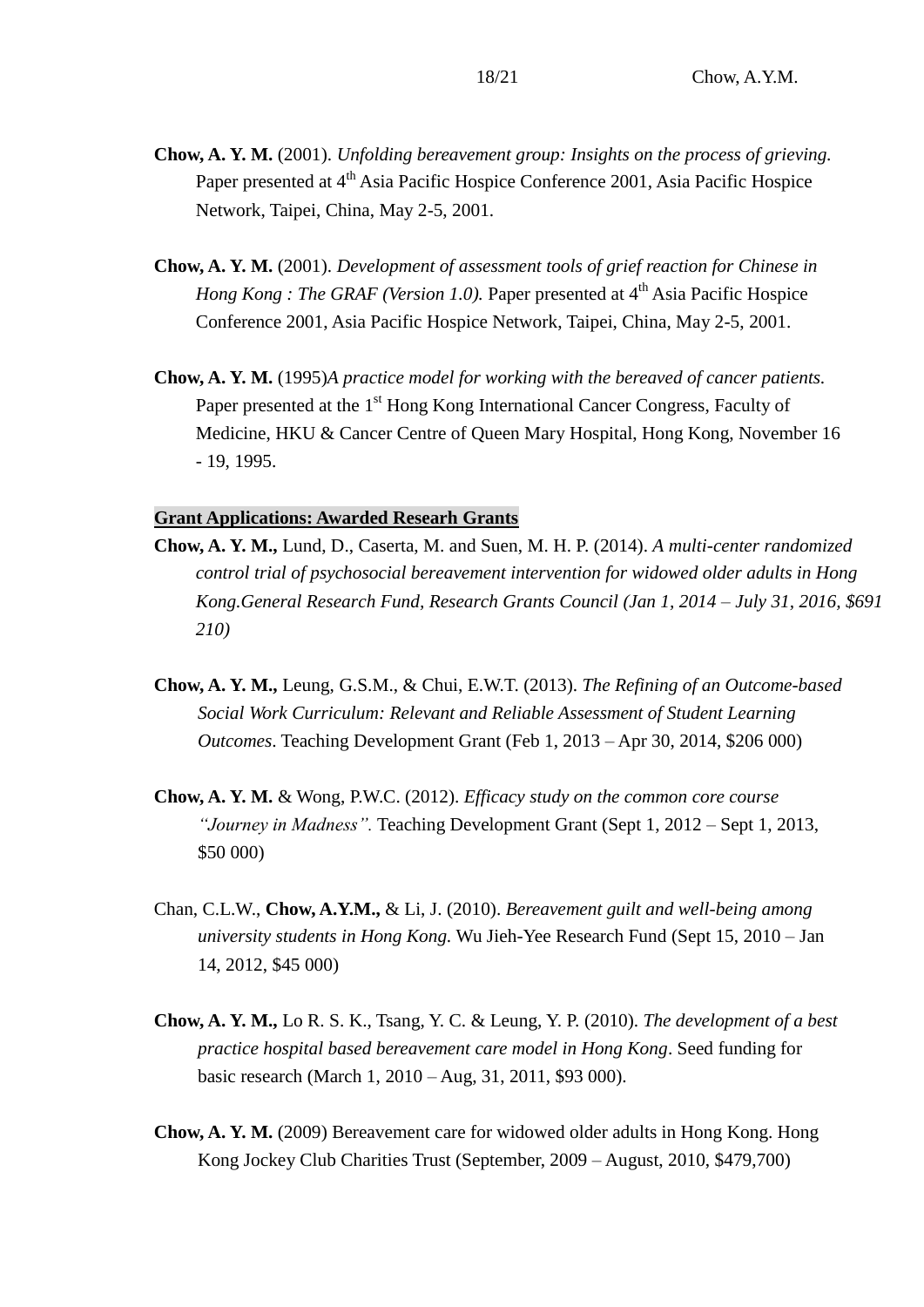**Chow, A. Y. M.** (2001). *Unfolding bereavement group: Insights on the process of grieving.* Paper presented at 4th Asia Pacific Hospice Conference 2001, Asia Pacific Hospice Network, Taipei, China, May 2-5, 2001.

**Chow, A. Y. M.** (2001). *Development of assessment tools of grief reaction for Chinese in Hong Kong : The GRAF (Version 1.0).* Paper presented at 4th Asia Pacific Hospice Conference 2001, Asia Pacific Hospice Network, Taipei, China, May 2-5, 2001.

**Chow, A. Y. M.** (1995)*A practice model for working with the bereaved of cancer patients.* Paper presented at the 1st Hong Kong International Cancer Congress, Faculty of Medicine, HKU & Cancer Centre of Queen Mary Hospital, Hong Kong, November 16 - 19, 1995.

**Grant Applications: Awarded Researh Grants**

**Chow, A. Y. M.,** Lund, D., Caserta, M. and Suen, M. H. P. (2014). *A multi-center randomized control trial of psychosocial bereavement intervention for widowed older adults in Hong Kong.General Research Fund, Research Grants Council (Jan 1, 2014 – July 31, 2016, $691 210)*

**Chow, A. Y. M.,** Leung, G.S.M., & Chui, E.W.T. (2013). *The Refining of an Outcome-based Social Work Curriculum: Relevant and Reliable Assessment of Student Learning Outcomes*. Teaching Development Grant (Feb 1, 2013 – Apr 30, 2014, $206 000)

**Chow, A. Y. M.** & Wong, P.W.C. (2012). *Efficacy study on the common core course "Journey in Madness".* Teaching Development Grant (Sept 1, 2012 – Sept 1, 2013, $50 000)

Chan, C.L.W., **Chow, A.Y.M.,** & Li, J. (2010). *Bereavement guilt and well-being among university students in Hong Kong.* Wu Jieh-Yee Research Fund (Sept 15, 2010 – Jan 14, 2012, $45 000)

**Chow, A. Y. M.,** Lo R. S. K., Tsang, Y. C. & Leung, Y. P. (2010). *The development of a best practice hospital based bereavement care model in Hong Kong*. Seed funding for basic research (March 1, 2010 – Aug, 31, 2011, $93 000).

**Chow, A. Y. M.** (2009) Bereavement care for widowed older adults in Hong Kong. Hong Kong Jockey Club Charities Trust (September, 2009 – August, 2010, $479,700)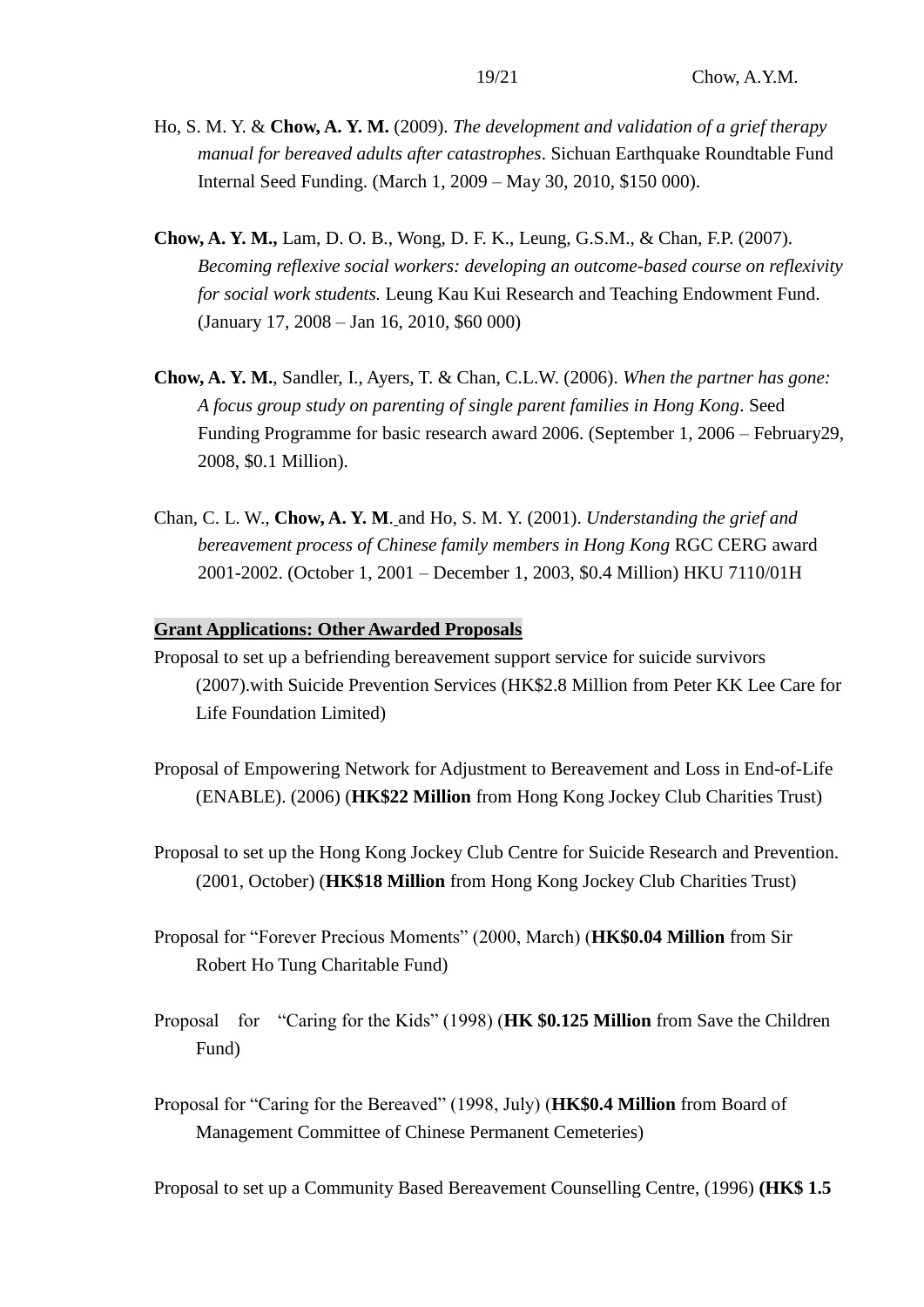Ho, S. M. Y. & **Chow, A. Y. M.** (2009). *The development and validation of a grief therapy manual for bereaved adults after catastrophes*. Sichuan Earthquake Roundtable Fund Internal Seed Funding. (March 1, 2009 – May 30, 2010, $150 000).

**Chow, A. Y. M.,** Lam, D. O. B., Wong, D. F. K., Leung, G.S.M., & Chan, F.P. (2007). *Becoming reflexive social workers: developing an outcome-based course on reflexivity for social work students.* Leung Kau Kui Research and Teaching Endowment Fund. (January 17, 2008 – Jan 16, 2010, $60 000)

**Chow, A. Y. M.**, Sandler, I., Ayers, T. & Chan, C.L.W. (2006). *When the partner has gone: A focus group study on parenting of single parent families in Hong Kong*. Seed Funding Programme for basic research award 2006. (September 1, 2006 – February29, 2008, $0.1 Million).

Chan, C. L. W., **Chow, A. Y. M**. and Ho, S. M. Y. (2001). *Understanding the grief and bereavement process of Chinese family members in Hong Kong* RGC CERG award 2001-2002. (October 1, 2001 – December 1, 2003, $0.4 Million) HKU 7110/01H

## Grant Applications: Other Awarded Proposals

Proposal to set up a befriending bereavement support service for suicide survivors (2007).with Suicide Prevention Services (HK$2.8 Million from Peter KK Lee Care for Life Foundation Limited)

Proposal of Empowering Network for Adjustment to Bereavement and Loss in End-of-Life (ENABLE). (2006) (**HK$22 Million** from Hong Kong Jockey Club Charities Trust)

Proposal to set up the Hong Kong Jockey Club Centre for Suicide Research and Prevention. (2001, October) (**HK$18 Million** from Hong Kong Jockey Club Charities Trust)

Proposal for “Forever Precious Moments” (2000, March) (**HK$0.04 Million** from Sir Robert Ho Tung Charitable Fund)

Proposal for “Caring for the Kids” (1998) (**HK $0.125 Million** from Save the Children Fund)

Proposal for “Caring for the Bereaved” (1998, July) (**HK$0.4 Million** from Board of Management Committee of Chinese Permanent Cemeteries)

Proposal to set up a Community Based Bereavement Counselling Centre, (1996) **(HK$ 1.5**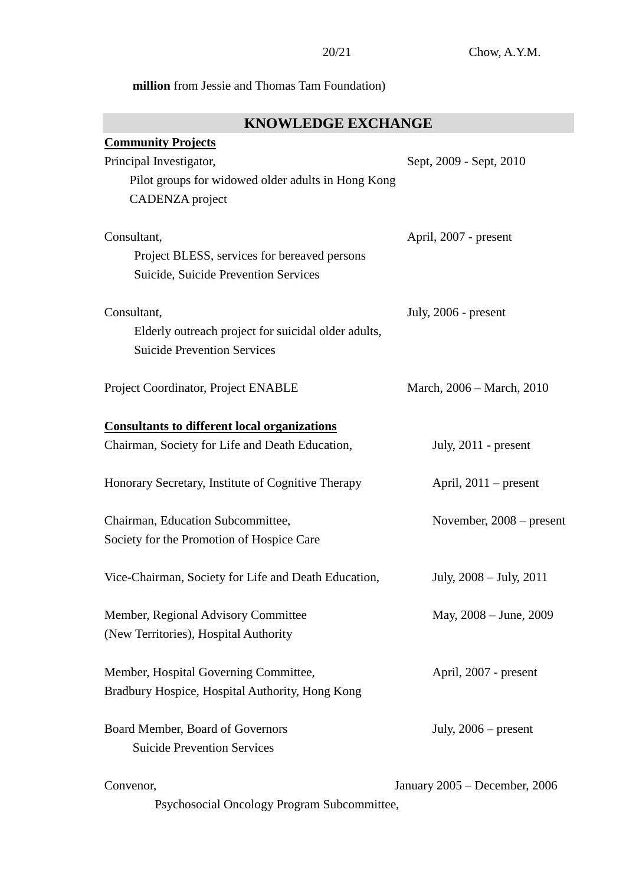**million** from Jessie and Thomas Tam Foundation)

## KNOWLEDGE EXCHANGE

**Community Projects**

Principal Investigator, Sept, 2009 - Sept, 2010
Pilot groups for widowed older adults in Hong Kong
CADENZA project

Consultant, April, 2007 - present
Project BLESS, services for bereaved persons
Suicide, Suicide Prevention Services

Consultant, July, 2006 - present
Elderly outreach project for suicidal older adults,
Suicide Prevention Services

Project Coordinator, Project ENABLE March, 2006 – March, 2010

**Consultants to different local organizations**

Chairman, Society for Life and Death Education, July, 2011 - present

Honorary Secretary, Institute of Cognitive Therapy April, 2011 – present

Chairman, Education Subcommittee, November, 2008 – present
Society for the Promotion of Hospice Care

Vice-Chairman, Society for Life and Death Education, July, 2008 – July, 2011

Member, Regional Advisory Committee May, 2008 – June, 2009
(New Territories), Hospital Authority

Member, Hospital Governing Committee, April, 2007 - present
Bradbury Hospice, Hospital Authority, Hong Kong

Board Member, Board of Governors July, 2006 – present
Suicide Prevention Services

Convenor, January 2005 – December, 2006
Psychosocial Oncology Program Subcommittee,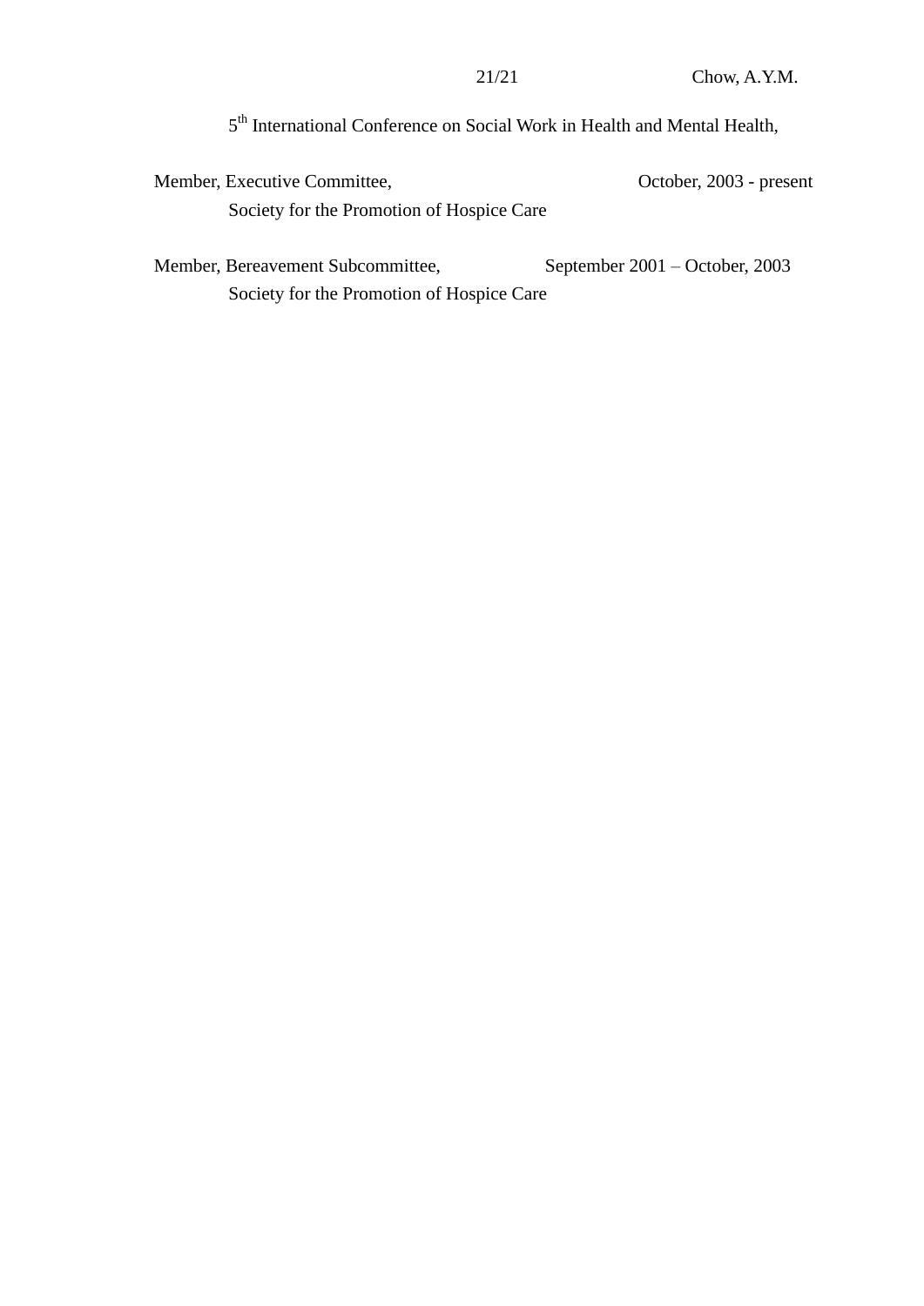5th International Conference on Social Work in Health and Mental Health,

Member, Executive Committee, October, 2003 - present
Society for the Promotion of Hospice Care

Member, Bereavement Subcommittee, September 2001 – October, 2003
Society for the Promotion of Hospice Care